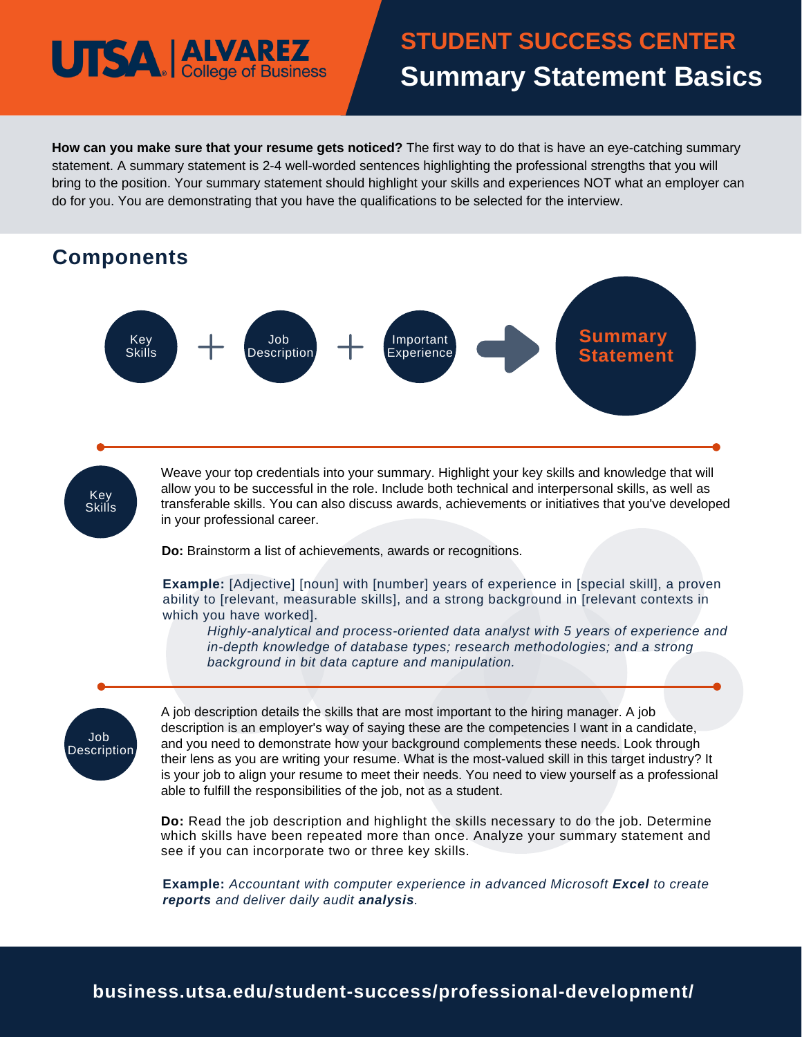UTSA | ALVAREZ College of Business

# STUDENT SUCCESS CENTER
# Summary Statement Basics

**How can you make sure that your resume gets noticed?** The first way to do that is have an eye-catching summary statement. A summary statement is 2-4 well-worded sentences highlighting the professional strengths that you will bring to the position. Your summary statement should highlight your skills and experiences NOT what an employer can do for you. You are demonstrating that you have the qualifications to be selected for the interview.

## Components

Key Skills + Job Description + Important Experience → **Summary Statement**

### Key Skills

Weave your top credentials into your summary. Highlight your key skills and knowledge that will allow you to be successful in the role. Include both technical and interpersonal skills, as well as transferable skills. You can also discuss awards, achievements or initiatives that you've developed in your professional career.

**Do:** Brainstorm a list of achievements, awards or recognitions.

**Example:** [Adjective] [noun] with [number] years of experience in [special skill], a proven ability to [relevant, measurable skills], and a strong background in [relevant contexts in which you have worked].

> *Highly-analytical and process-oriented data analyst with 5 years of experience and in-depth knowledge of database types; research methodologies; and a strong background in bit data capture and manipulation.*

### Job Description

A job description details the skills that are most important to the hiring manager. A job description is an employer's way of saying these are the competencies I want in a candidate, and you need to demonstrate how your background complements these needs. Look through their lens as you are writing your resume. What is the most-valued skill in this target industry? It is your job to align your resume to meet their needs. You need to view yourself as a professional able to fulfill the responsibilities of the job, not as a student.

**Do:** Read the job description and highlight the skills necessary to do the job. Determine which skills have been repeated more than once. Analyze your summary statement and see if you can incorporate two or three key skills.

**Example:** *Accountant with computer experience in advanced Microsoft **Excel** to create **reports** and deliver daily audit **analysis**.*

business.utsa.edu/student-success/professional-development/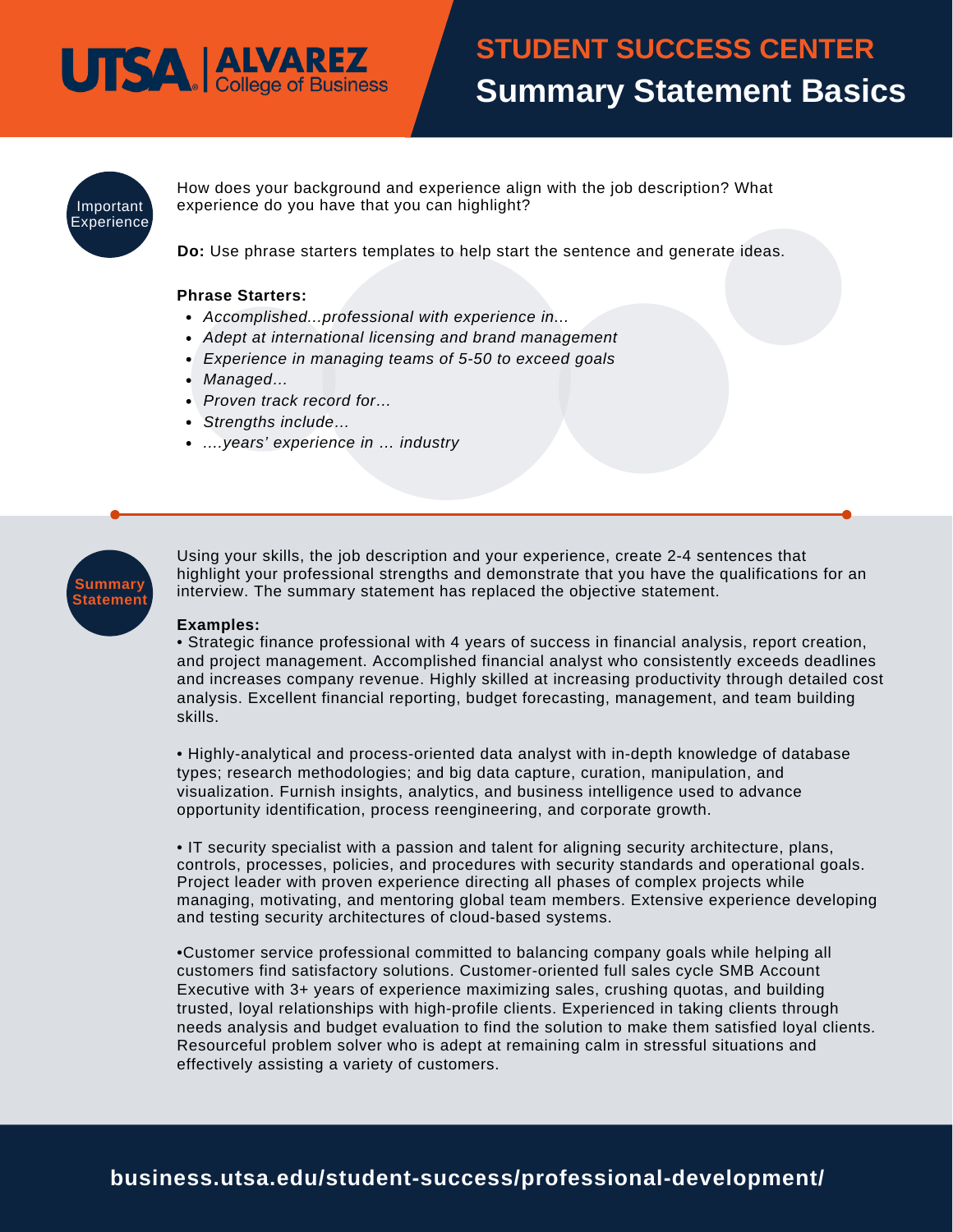UTSA | ALVAREZ College of Business

# STUDENT SUCCESS CENTER
## Summary Statement Basics

### Important Experience

How does your background and experience align with the job description? What experience do you have that you can highlight?

**Do:** Use phrase starters templates to help start the sentence and generate ideas.

**Phrase Starters:**

- *Accomplished...professional with experience in...*
- *Adept at international licensing and brand management*
- *Experience in managing teams of 5-50 to exceed goals*
- *Managed…*
- *Proven track record for…*
- *Strengths include…*
- *….years' experience in … industry*

### Summary Statement

Using your skills, the job description and your experience, create 2-4 sentences that highlight your professional strengths and demonstrate that you have the qualifications for an interview. The summary statement has replaced the objective statement.

**Examples:**

• Strategic finance professional with 4 years of success in financial analysis, report creation, and project management. Accomplished financial analyst who consistently exceeds deadlines and increases company revenue. Highly skilled at increasing productivity through detailed cost analysis. Excellent financial reporting, budget forecasting, management, and team building skills.

• Highly-analytical and process-oriented data analyst with in-depth knowledge of database types; research methodologies; and big data capture, curation, manipulation, and visualization. Furnish insights, analytics, and business intelligence used to advance opportunity identification, process reengineering, and corporate growth.

• IT security specialist with a passion and talent for aligning security architecture, plans, controls, processes, policies, and procedures with security standards and operational goals. Project leader with proven experience directing all phases of complex projects while managing, motivating, and mentoring global team members. Extensive experience developing and testing security architectures of cloud-based systems.

•Customer service professional committed to balancing company goals while helping all customers find satisfactory solutions. Customer-oriented full sales cycle SMB Account Executive with 3+ years of experience maximizing sales, crushing quotas, and building trusted, loyal relationships with high-profile clients. Experienced in taking clients through needs analysis and budget evaluation to find the solution to make them satisfied loyal clients. Resourceful problem solver who is adept at remaining calm in stressful situations and effectively assisting a variety of customers.

**business.utsa.edu/student-success/professional-development/**